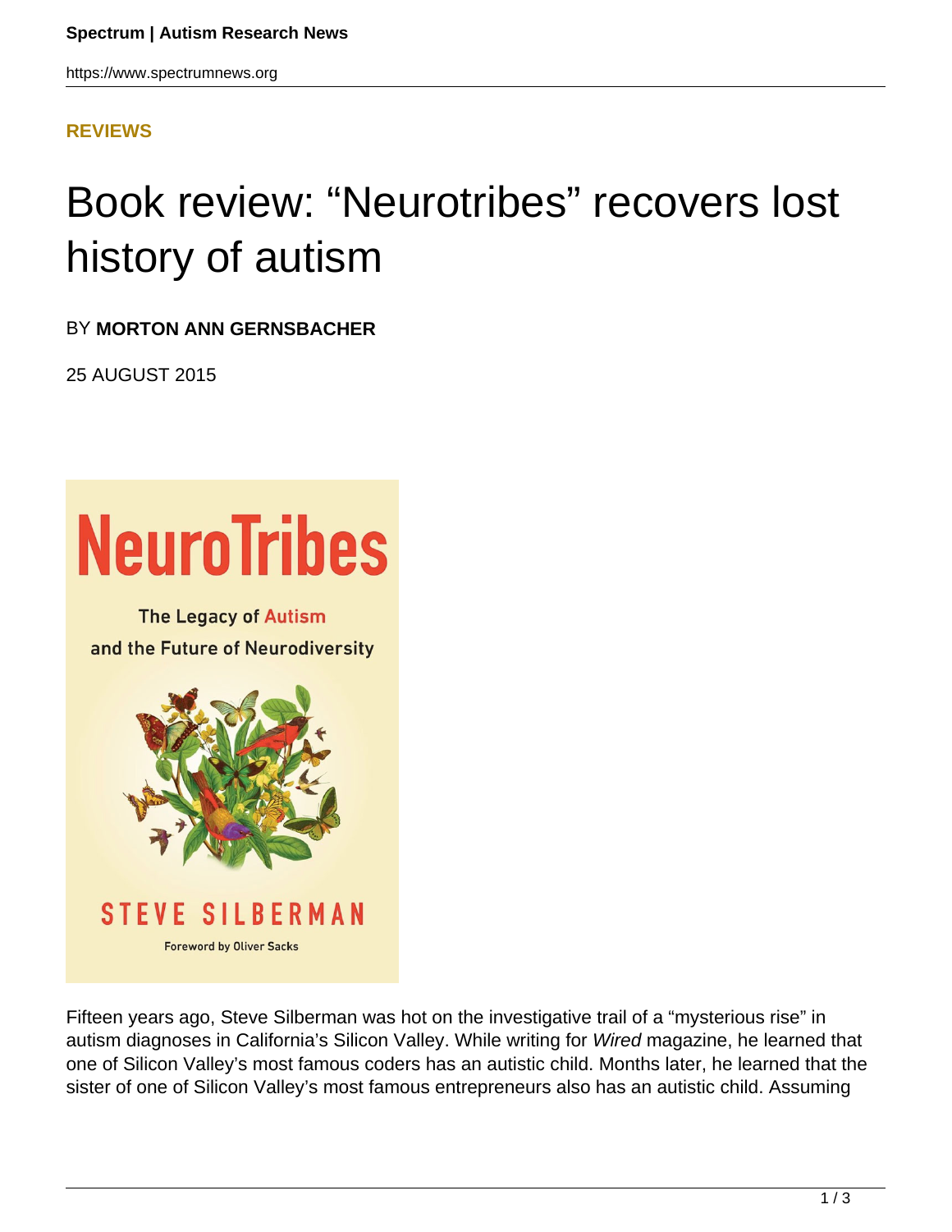**REVIEWS**

# Book review: “Neurotribes” recovers lost history of autism

BY **MORTON ANN GERNSBACHER**

25 AUGUST 2015

Fifteen years ago, Steve Silberman was hot on the investigative trail of a “mysterious rise” in autism diagnoses in California’s Silicon Valley. While writing for *Wired* magazine, he learned that one of Silicon Valley’s most famous coders has an autistic child. Months later, he learned that the sister of one of Silicon Valley’s most famous entrepreneurs also has an autistic child. Assuming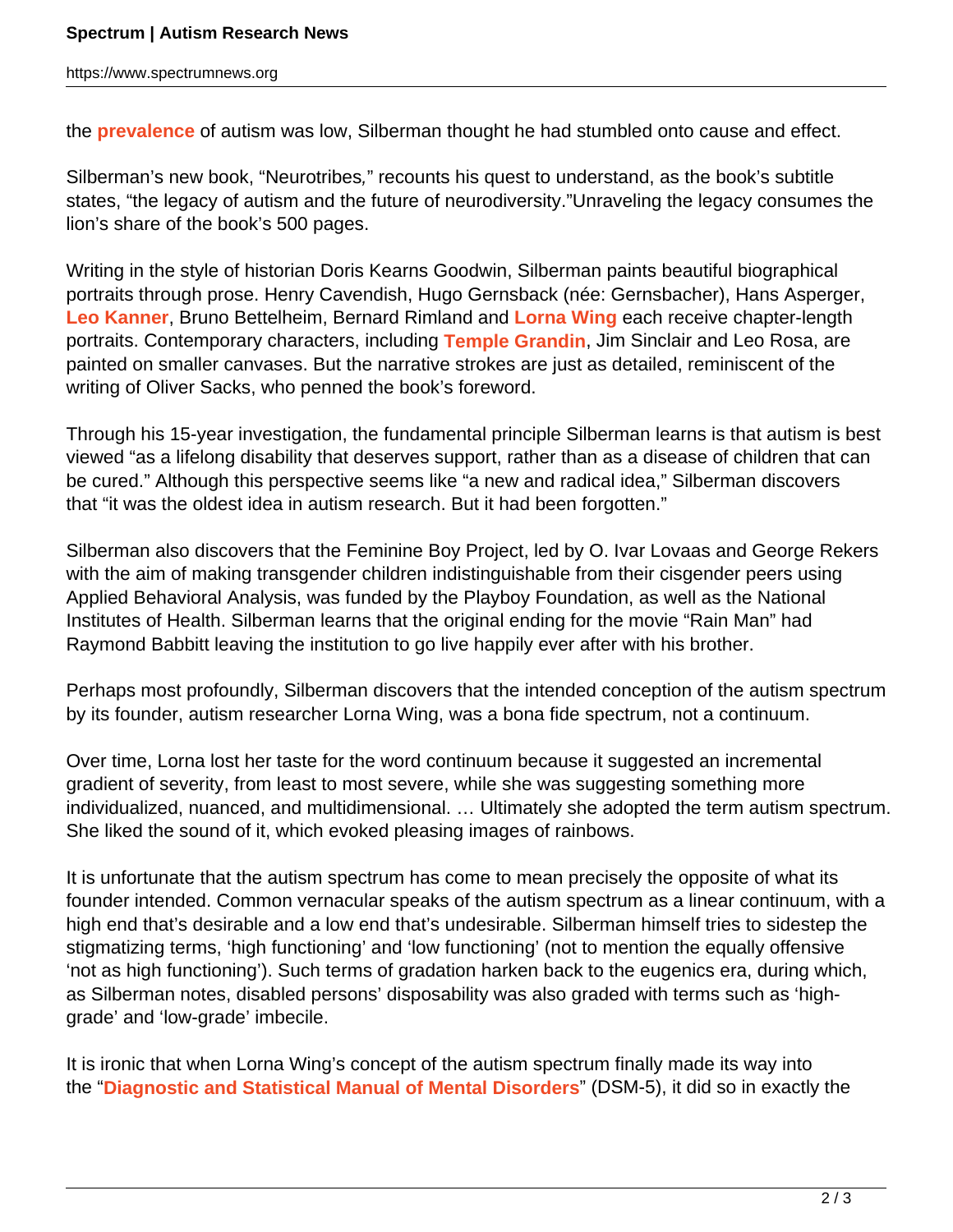the **prevalence** of autism was low, Silberman thought he had stumbled onto cause and effect.

Silberman's new book, "Neurotribes," recounts his quest to understand, as the book's subtitle states, "the legacy of autism and the future of neurodiversity."Unraveling the legacy consumes the lion's share of the book's 500 pages.

Writing in the style of historian Doris Kearns Goodwin, Silberman paints beautiful biographical portraits through prose. Henry Cavendish, Hugo Gernsback (née: Gernsbacher), Hans Asperger, **Leo Kanner**, Bruno Bettelheim, Bernard Rimland and **Lorna Wing** each receive chapter-length portraits. Contemporary characters, including **Temple Grandin**, Jim Sinclair and Leo Rosa, are painted on smaller canvases. But the narrative strokes are just as detailed, reminiscent of the writing of Oliver Sacks, who penned the book's foreword.

Through his 15-year investigation, the fundamental principle Silberman learns is that autism is best viewed "as a lifelong disability that deserves support, rather than as a disease of children that can be cured." Although this perspective seems like "a new and radical idea," Silberman discovers that "it was the oldest idea in autism research. But it had been forgotten."

Silberman also discovers that the Feminine Boy Project, led by O. Ivar Lovaas and George Rekers with the aim of making transgender children indistinguishable from their cisgender peers using Applied Behavioral Analysis, was funded by the Playboy Foundation, as well as the National Institutes of Health. Silberman learns that the original ending for the movie "Rain Man" had Raymond Babbitt leaving the institution to go live happily ever after with his brother.

Perhaps most profoundly, Silberman discovers that the intended conception of the autism spectrum by its founder, autism researcher Lorna Wing, was a bona fide spectrum, not a continuum.

Over time, Lorna lost her taste for the word continuum because it suggested an incremental gradient of severity, from least to most severe, while she was suggesting something more individualized, nuanced, and multidimensional. … Ultimately she adopted the term autism spectrum. She liked the sound of it, which evoked pleasing images of rainbows.

It is unfortunate that the autism spectrum has come to mean precisely the opposite of what its founder intended. Common vernacular speaks of the autism spectrum as a linear continuum, with a high end that's desirable and a low end that's undesirable. Silberman himself tries to sidestep the stigmatizing terms, 'high functioning' and 'low functioning' (not to mention the equally offensive 'not as high functioning'). Such terms of gradation harken back to the eugenics era, during which, as Silberman notes, disabled persons' disposability was also graded with terms such as 'high-grade' and 'low-grade' imbecile.

It is ironic that when Lorna Wing's concept of the autism spectrum finally made its way into the "**Diagnostic and Statistical Manual of Mental Disorders**" (DSM-5), it did so in exactly the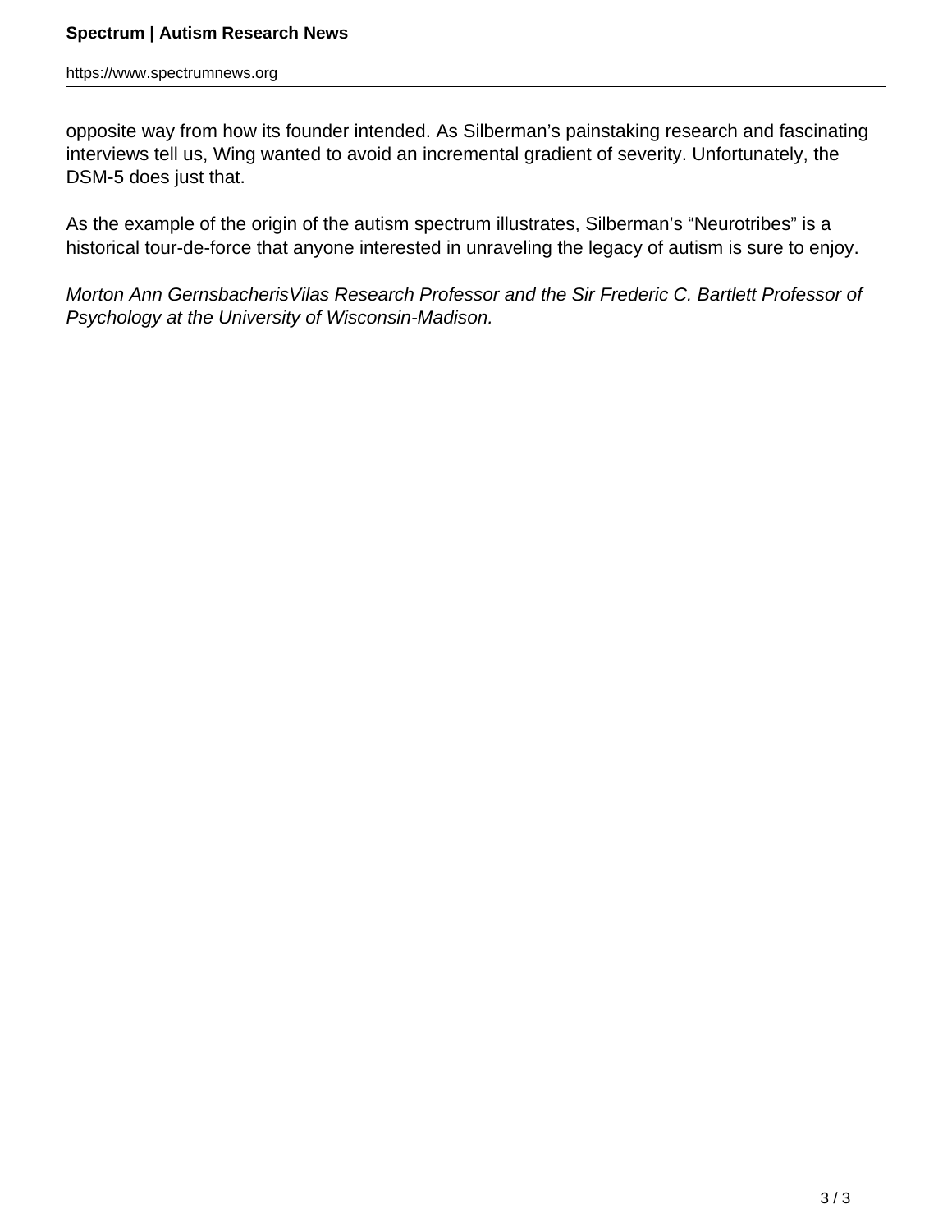opposite way from how its founder intended. As Silberman's painstaking research and fascinating interviews tell us, Wing wanted to avoid an incremental gradient of severity. Unfortunately, the DSM-5 does just that.

As the example of the origin of the autism spectrum illustrates, Silberman's "Neurotribes" is a historical tour-de-force that anyone interested in unraveling the legacy of autism is sure to enjoy.

*Morton Ann GernsbacherisVilas Research Professor and the Sir Frederic C. Bartlett Professor of Psychology at the University of Wisconsin-Madison.*